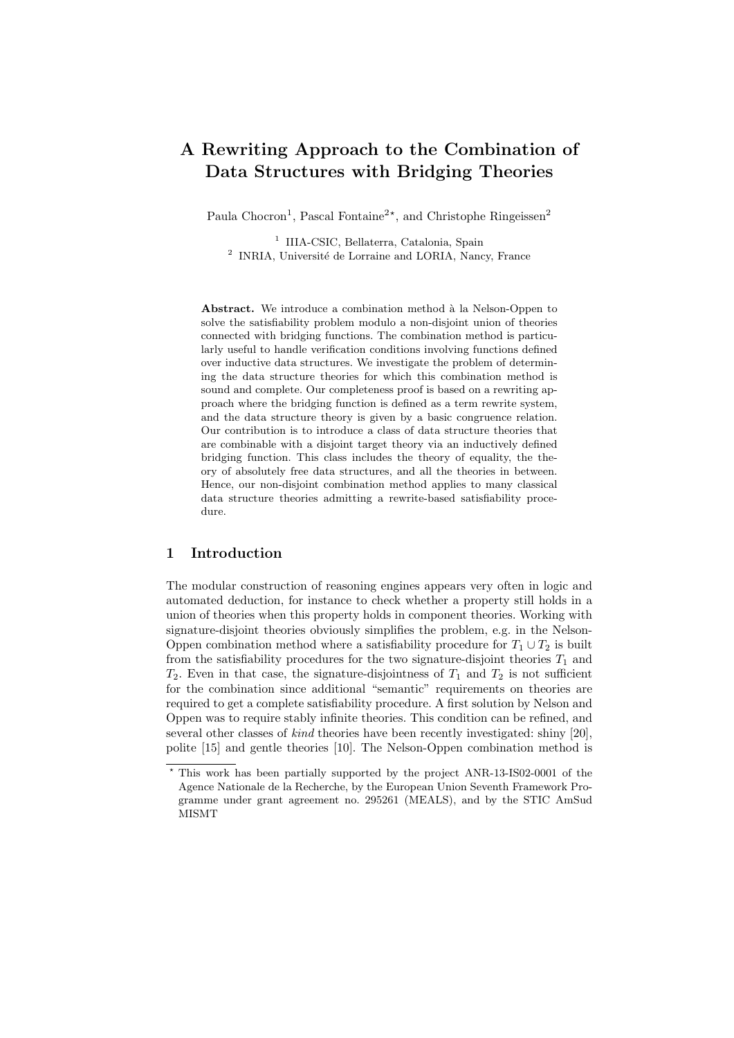# A Rewriting Approach to the Combination of Data Structures with Bridging Theories

Paula Chocron[1], Pascal Fontaine[2]*, and Christophe Ringeissen[2]

[1] IIIA-CSIC, Bellaterra, Catalonia, Spain
[2] INRIA, Université de Lorraine and LORIA, Nancy, France

**Abstract.** We introduce a combination method à la Nelson-Oppen to solve the satisfiability problem modulo a non-disjoint union of theories connected with bridging functions. The combination method is particularly useful to handle verification conditions involving functions defined over inductive data structures. We investigate the problem of determining the data structure theories for which this combination method is sound and complete. Our completeness proof is based on a rewriting approach where the bridging function is defined as a term rewrite system, and the data structure theory is given by a basic congruence relation. Our contribution is to introduce a class of data structure theories that are combinable with a disjoint target theory via an inductively defined bridging function. This class includes the theory of equality, the theory of absolutely free data structures, and all the theories in between. Hence, our non-disjoint combination method applies to many classical data structure theories admitting a rewrite-based satisfiability procedure.

## 1 Introduction

The modular construction of reasoning engines appears very often in logic and automated deduction, for instance to check whether a property still holds in a union of theories when this property holds in component theories. Working with signature-disjoint theories obviously simplifies the problem, e.g. in the Nelson-Oppen combination method where a satisfiability procedure for $T_1 \cup T_2$ is built from the satisfiability procedures for the two signature-disjoint theories $T_1$ and $T_2$. Even in that case, the signature-disjointness of $T_1$ and $T_2$ is not sufficient for the combination since additional "semantic" requirements on theories are required to get a complete satisfiability procedure. A first solution by Nelson and Oppen was to require stably infinite theories. This condition can be refined, and several other classes of *kind* theories have been recently investigated: shiny [20], polite [15] and gentle theories [10]. The Nelson-Oppen combination method is

* This work has been partially supported by the project ANR-13-IS02-0001 of the Agence Nationale de la Recherche, by the European Union Seventh Framework Programme under grant agreement no. 295261 (MEALS), and by the STIC AmSud MISMT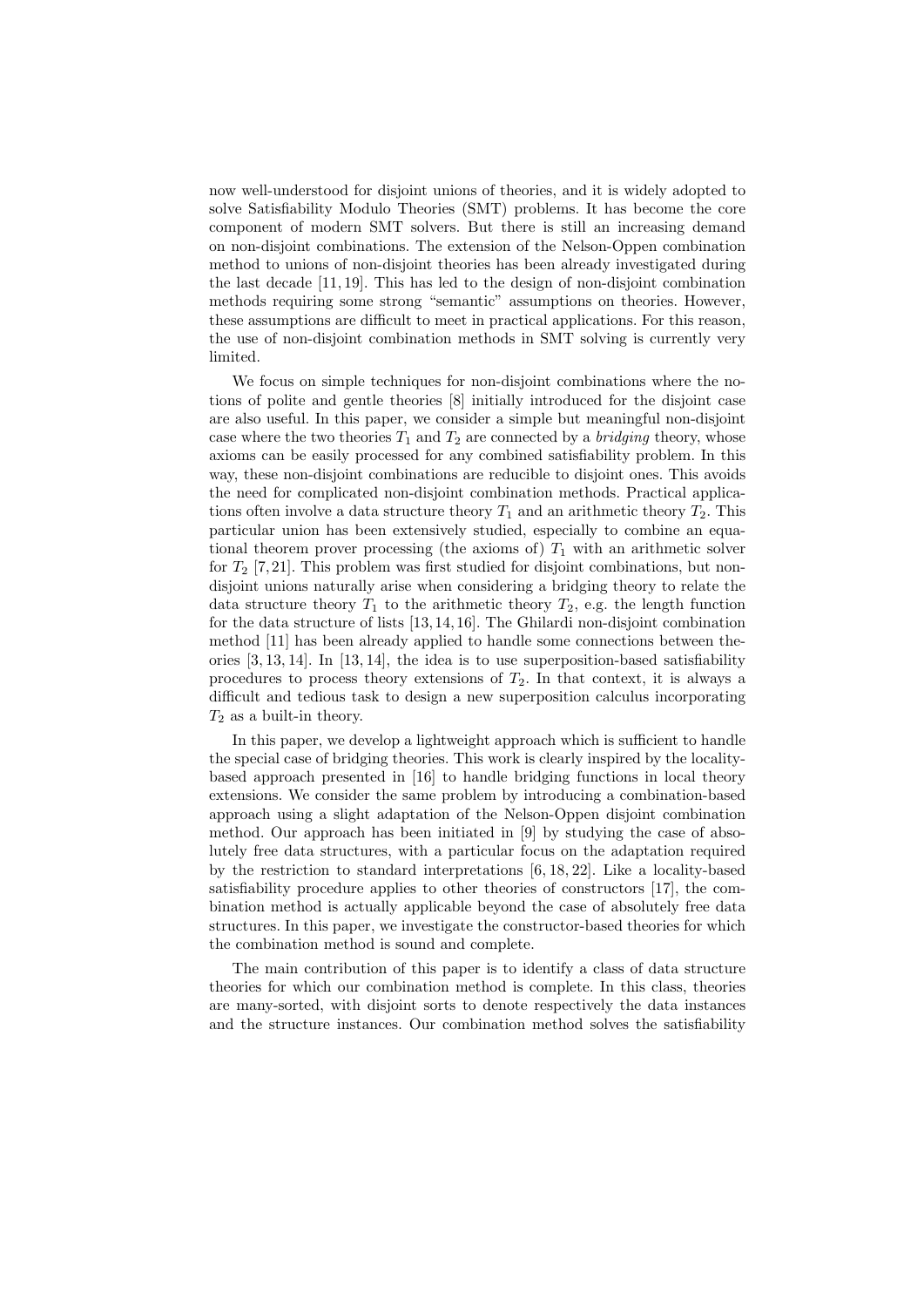now well-understood for disjoint unions of theories, and it is widely adopted to solve Satisfiability Modulo Theories (SMT) problems. It has become the core component of modern SMT solvers. But there is still an increasing demand on non-disjoint combinations. The extension of the Nelson-Oppen combination method to unions of non-disjoint theories has been already investigated during the last decade [11, 19]. This has led to the design of non-disjoint combination methods requiring some strong "semantic" assumptions on theories. However, these assumptions are difficult to meet in practical applications. For this reason, the use of non-disjoint combination methods in SMT solving is currently very limited.

We focus on simple techniques for non-disjoint combinations where the notions of polite and gentle theories [8] initially introduced for the disjoint case are also useful. In this paper, we consider a simple but meaningful non-disjoint case where the two theories $T_1$ and $T_2$ are connected by a *bridging* theory, whose axioms can be easily processed for any combined satisfiability problem. In this way, these non-disjoint combinations are reducible to disjoint ones. This avoids the need for complicated non-disjoint combination methods. Practical applications often involve a data structure theory $T_1$ and an arithmetic theory $T_2$. This particular union has been extensively studied, especially to combine an equational theorem prover processing (the axioms of) $T_1$ with an arithmetic solver for $T_2$ [7, 21]. This problem was first studied for disjoint combinations, but non-disjoint unions naturally arise when considering a bridging theory to relate the data structure theory $T_1$ to the arithmetic theory $T_2$, e.g. the length function for the data structure of lists [13, 14, 16]. The Ghilardi non-disjoint combination method [11] has been already applied to handle some connections between theories [3, 13, 14]. In [13, 14], the idea is to use superposition-based satisfiability procedures to process theory extensions of $T_2$. In that context, it is always a difficult and tedious task to design a new superposition calculus incorporating $T_2$ as a built-in theory.

In this paper, we develop a lightweight approach which is sufficient to handle the special case of bridging theories. This work is clearly inspired by the locality-based approach presented in [16] to handle bridging functions in local theory extensions. We consider the same problem by introducing a combination-based approach using a slight adaptation of the Nelson-Oppen disjoint combination method. Our approach has been initiated in [9] by studying the case of absolutely free data structures, with a particular focus on the adaptation required by the restriction to standard interpretations [6, 18, 22]. Like a locality-based satisfiability procedure applies to other theories of constructors [17], the combination method is actually applicable beyond the case of absolutely free data structures. In this paper, we investigate the constructor-based theories for which the combination method is sound and complete.

The main contribution of this paper is to identify a class of data structure theories for which our combination method is complete. In this class, theories are many-sorted, with disjoint sorts to denote respectively the data instances and the structure instances. Our combination method solves the satisfiability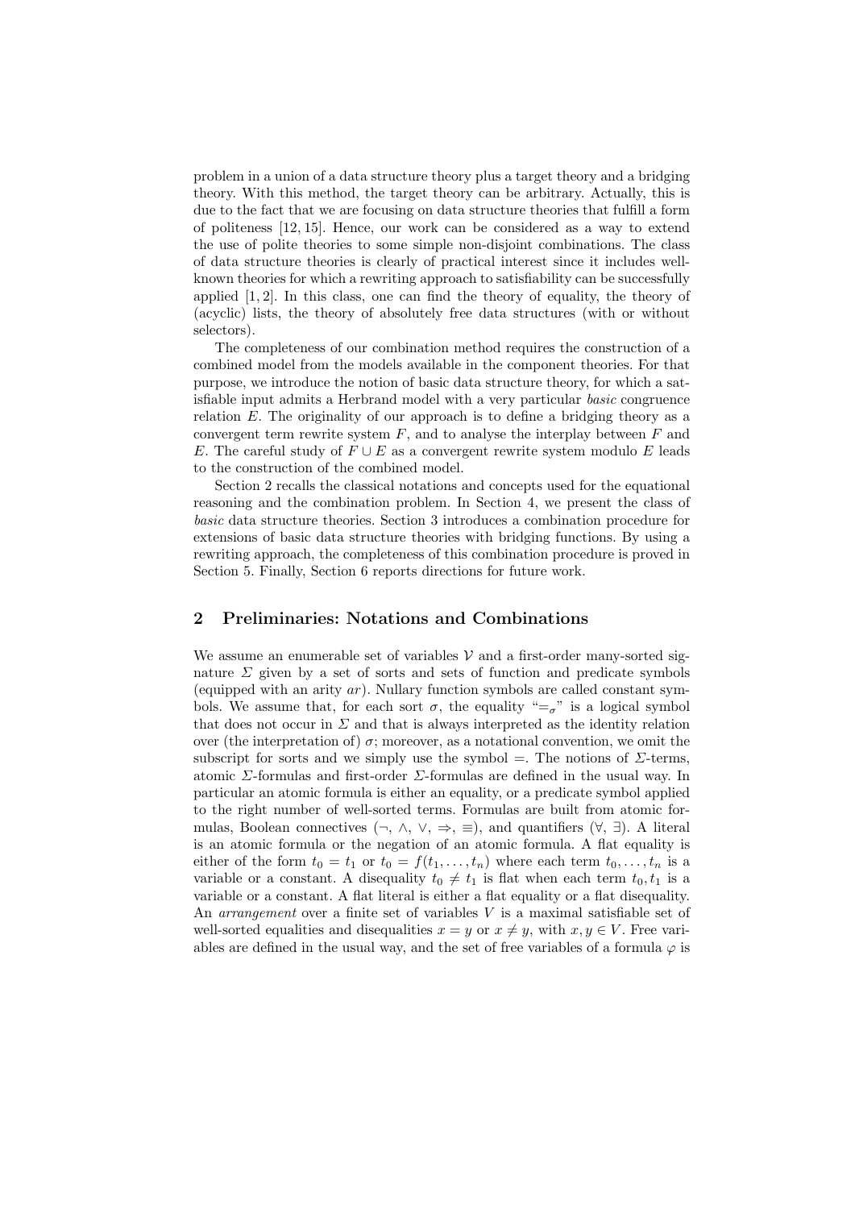problem in a union of a data structure theory plus a target theory and a bridging theory. With this method, the target theory can be arbitrary. Actually, this is due to the fact that we are focusing on data structure theories that fulfill a form of politeness [12, 15]. Hence, our work can be considered as a way to extend the use of polite theories to some simple non-disjoint combinations. The class of data structure theories is clearly of practical interest since it includes well-known theories for which a rewriting approach to satisfiability can be successfully applied [1, 2]. In this class, one can find the theory of equality, the theory of (acyclic) lists, the theory of absolutely free data structures (with or without selectors).

The completeness of our combination method requires the construction of a combined model from the models available in the component theories. For that purpose, we introduce the notion of basic data structure theory, for which a satisfiable input admits a Herbrand model with a very particular *basic* congruence relation $E$. The originality of our approach is to define a bridging theory as a convergent term rewrite system $F$, and to analyse the interplay between $F$ and $E$. The careful study of $F \cup E$ as a convergent rewrite system modulo $E$ leads to the construction of the combined model.

Section 2 recalls the classical notations and concepts used for the equational reasoning and the combination problem. In Section 4, we present the class of *basic* data structure theories. Section 3 introduces a combination procedure for extensions of basic data structure theories with bridging functions. By using a rewriting approach, the completeness of this combination procedure is proved in Section 5. Finally, Section 6 reports directions for future work.

## 2 Preliminaries: Notations and Combinations

We assume an enumerable set of variables $\mathcal{V}$ and a first-order many-sorted signature $\Sigma$ given by a set of sorts and sets of function and predicate symbols (equipped with an arity $ar$). Nullary function symbols are called constant symbols. We assume that, for each sort $\sigma$, the equality "$=_\sigma$" is a logical symbol that does not occur in $\Sigma$ and that is always interpreted as the identity relation over (the interpretation of) $\sigma$; moreover, as a notational convention, we omit the subscript for sorts and we simply use the symbol $=$. The notions of $\Sigma$-terms, atomic $\Sigma$-formulas and first-order $\Sigma$-formulas are defined in the usual way. In particular an atomic formula is either an equality, or a predicate symbol applied to the right number of well-sorted terms. Formulas are built from atomic formulas, Boolean connectives ($\neg$, $\wedge$, $\vee$, $\Rightarrow$, $\equiv$), and quantifiers ($\forall$, $\exists$). A literal is an atomic formula or the negation of an atomic formula. A flat equality is either of the form $t_0 = t_1$ or $t_0 = f(t_1, \ldots, t_n)$ where each term $t_0, \ldots, t_n$ is a variable or a constant. A disequality $t_0 \neq t_1$ is flat when each term $t_0, t_1$ is a variable or a constant. A flat literal is either a flat equality or a flat disequality. An *arrangement* over a finite set of variables $V$ is a maximal satisfiable set of well-sorted equalities and disequalities $x = y$ or $x \neq y$, with $x, y \in V$. Free variables are defined in the usual way, and the set of free variables of a formula $\varphi$ is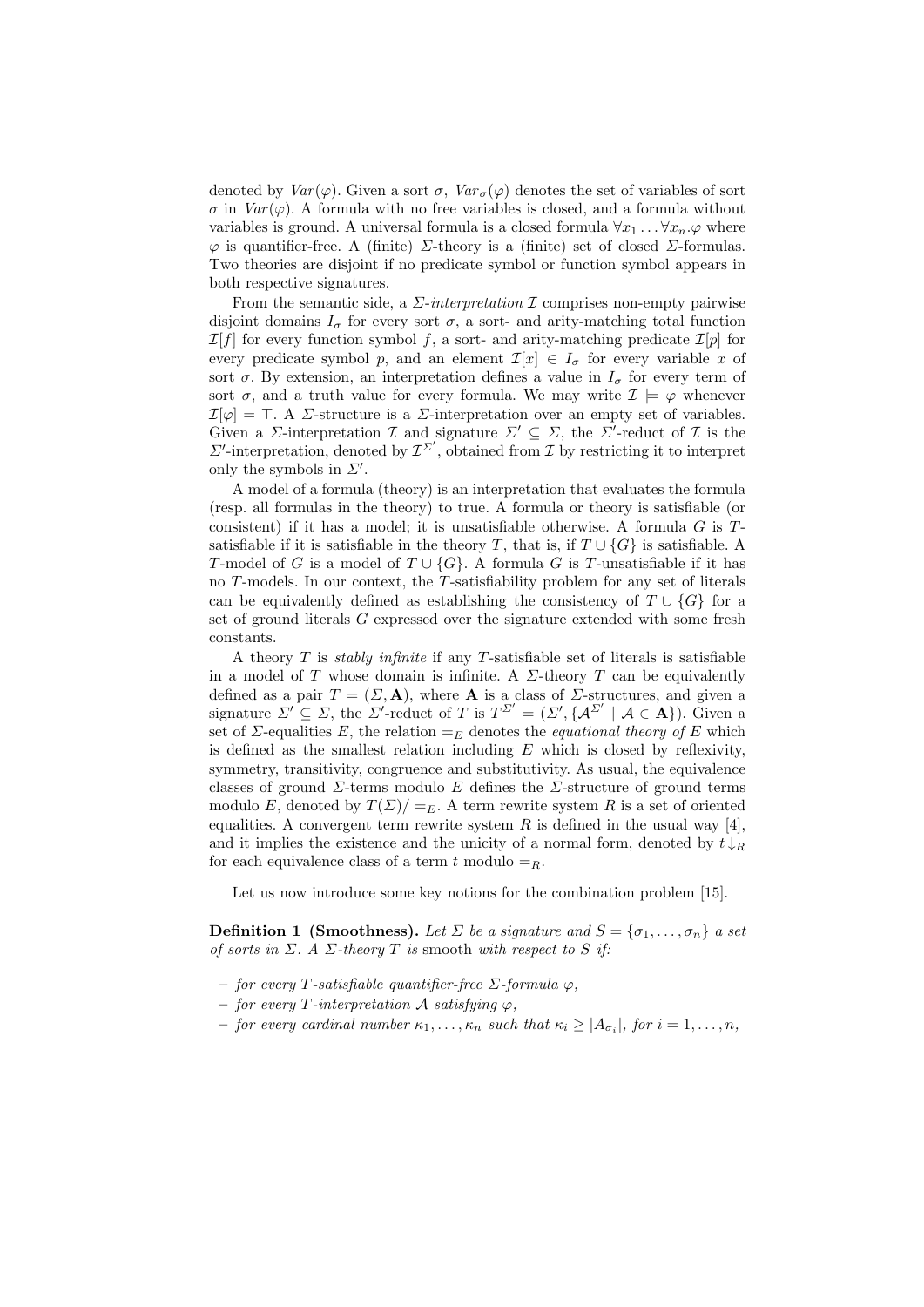denoted by $Var(\varphi)$. Given a sort $\sigma$, $Var_\sigma(\varphi)$ denotes the set of variables of sort $\sigma$ in $Var(\varphi)$. A formula with no free variables is closed, and a formula without variables is ground. A universal formula is a closed formula $\forall x_1 \ldots \forall x_n.\varphi$ where $\varphi$ is quantifier-free. A (finite) $\Sigma$-theory is a (finite) set of closed $\Sigma$-formulas. Two theories are disjoint if no predicate symbol or function symbol appears in both respective signatures.

From the semantic side, a *$\Sigma$-interpretation* $\mathcal{I}$ comprises non-empty pairwise disjoint domains $I_\sigma$ for every sort $\sigma$, a sort- and arity-matching total function $\mathcal{I}[f]$ for every function symbol $f$, a sort- and arity-matching predicate $\mathcal{I}[p]$ for every predicate symbol $p$, and an element $\mathcal{I}[x] \in I_\sigma$ for every variable $x$ of sort $\sigma$. By extension, an interpretation defines a value in $I_\sigma$ for every term of sort $\sigma$, and a truth value for every formula. We may write $\mathcal{I} \models \varphi$ whenever $\mathcal{I}[\varphi] = \top$. A $\Sigma$-structure is a $\Sigma$-interpretation over an empty set of variables. Given a $\Sigma$-interpretation $\mathcal{I}$ and signature $\Sigma' \subseteq \Sigma$, the $\Sigma'$-reduct of $\mathcal{I}$ is the $\Sigma'$-interpretation, denoted by $\mathcal{I}^{\Sigma'}$, obtained from $\mathcal{I}$ by restricting it to interpret only the symbols in $\Sigma'$.

A model of a formula (theory) is an interpretation that evaluates the formula (resp. all formulas in the theory) to true. A formula or theory is satisfiable (or consistent) if it has a model; it is unsatisfiable otherwise. A formula $G$ is $T$-satisfiable if it is satisfiable in the theory $T$, that is, if $T \cup \{G\}$ is satisfiable. A $T$-model of $G$ is a model of $T \cup \{G\}$. A formula $G$ is $T$-unsatisfiable if it has no $T$-models. In our context, the $T$-satisfiability problem for any set of literals can be equivalently defined as establishing the consistency of $T \cup \{G\}$ for a set of ground literals $G$ expressed over the signature extended with some fresh constants.

A theory $T$ is *stably infinite* if any $T$-satisfiable set of literals is satisfiable in a model of $T$ whose domain is infinite. A $\Sigma$-theory $T$ can be equivalently defined as a pair $T = (\Sigma, \mathbf{A})$, where $\mathbf{A}$ is a class of $\Sigma$-structures, and given a signature $\Sigma' \subseteq \Sigma$, the $\Sigma'$-reduct of $T$ is $T^{\Sigma'} = (\Sigma', \{\mathcal{A}^{\Sigma'} \mid \mathcal{A} \in \mathbf{A}\})$. Given a set of $\Sigma$-equalities $E$, the relation $=_E$ denotes the *equational theory of* $E$ which is defined as the smallest relation including $E$ which is closed by reflexivity, symmetry, transitivity, congruence and substitutivity. As usual, the equivalence classes of ground $\Sigma$-terms modulo $E$ defines the $\Sigma$-structure of ground terms modulo $E$, denoted by $T(\Sigma)/=_E$. A term rewrite system $R$ is a set of oriented equalities. A convergent term rewrite system $R$ is defined in the usual way [4], and it implies the existence and the unicity of a normal form, denoted by $t\downarrow_R$ for each equivalence class of a term $t$ modulo $=_R$.

Let us now introduce some key notions for the combination problem [15].

**Definition 1 (Smoothness).** *Let $\Sigma$ be a signature and $S = \{\sigma_1, \ldots, \sigma_n\}$ a set of sorts in $\Sigma$. A $\Sigma$-theory $T$ is* smooth *with respect to $S$ if:*

- *for every $T$-satisfiable quantifier-free $\Sigma$-formula $\varphi$,*
- *for every $T$-interpretation $\mathcal{A}$ satisfying $\varphi$,*
- *for every cardinal number $\kappa_1, \ldots, \kappa_n$ such that $\kappa_i \geq |A_{\sigma_i}|$, for $i = 1, \ldots, n$,*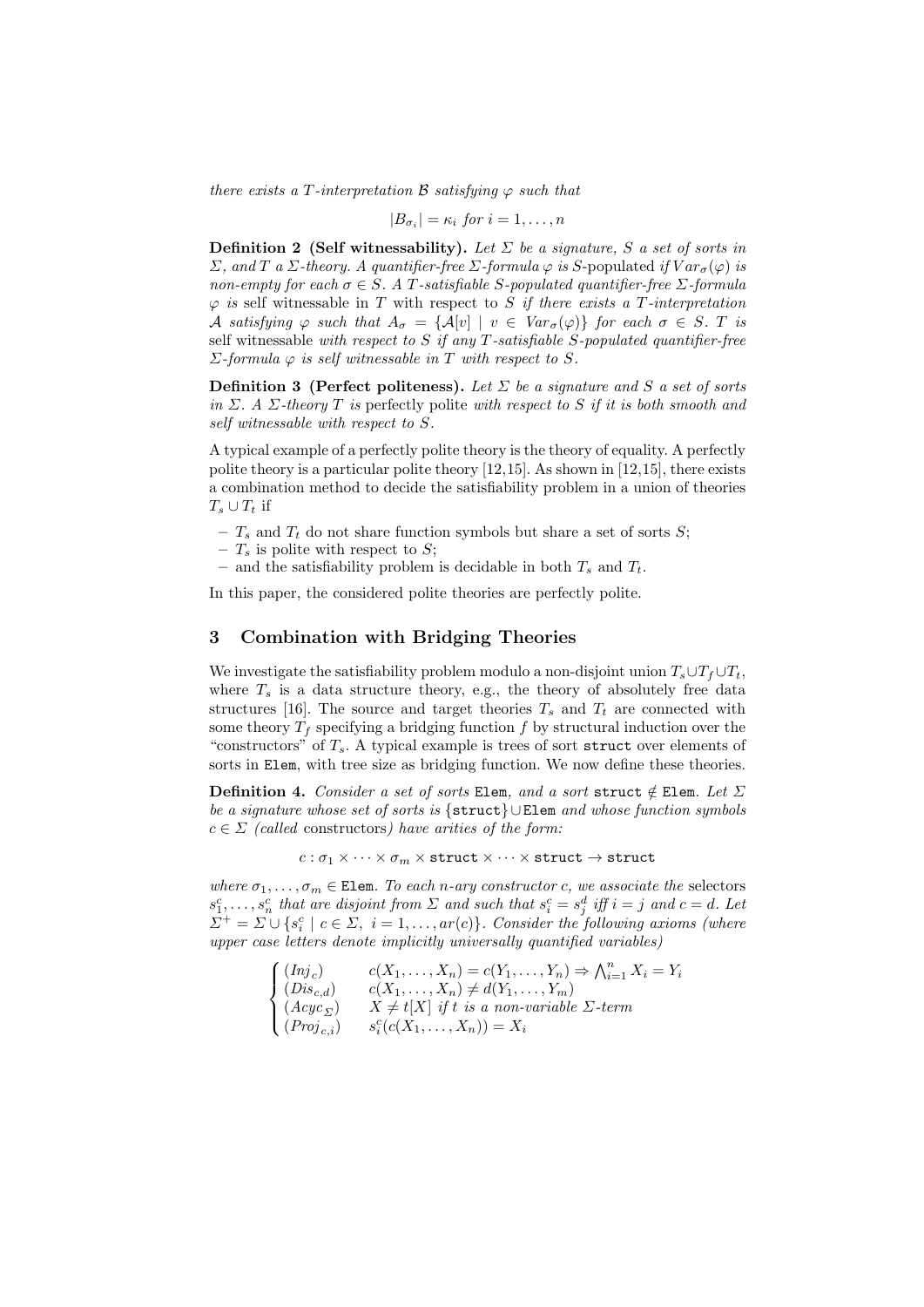*there exists a $T$-interpretation $\mathcal{B}$ satisfying $\varphi$ such that*

$$|B_{\sigma_i}| = \kappa_i \text{ for } i = 1, \dots, n$$

**Definition 2 (Self witnessability).** *Let $\Sigma$ be a signature, $S$ a set of sorts in $\Sigma$, and $T$ a $\Sigma$-theory. A quantifier-free $\Sigma$-formula $\varphi$ is* $S$-populated *if $Var_\sigma(\varphi)$ is non-empty for each $\sigma \in S$. A $T$-satisfiable $S$-populated quantifier-free $\Sigma$-formula $\varphi$ is* self witnessable *in $T$ with respect to $S$ if there exists a $T$-interpretation $\mathcal{A}$ satisfying $\varphi$ such that $A_\sigma = \{\mathcal{A}[v] \mid v \in Var_\sigma(\varphi)\}$ for each $\sigma \in S$. $T$ is* self witnessable *with respect to $S$ if any $T$-satisfiable $S$-populated quantifier-free $\Sigma$-formula $\varphi$ is self witnessable in $T$ with respect to $S$.*

**Definition 3 (Perfect politeness).** *Let $\Sigma$ be a signature and $S$ a set of sorts in $\Sigma$. A $\Sigma$-theory $T$ is* perfectly polite *with respect to $S$ if it is both smooth and self witnessable with respect to $S$.*

A typical example of a perfectly polite theory is the theory of equality. A perfectly polite theory is a particular polite theory [12,15]. As shown in [12,15], there exists a combination method to decide the satisfiability problem in a union of theories $T_s \cup T_t$ if

- $T_s$ and $T_t$ do not share function symbols but share a set of sorts $S$;
- $T_s$ is polite with respect to $S$;
- and the satisfiability problem is decidable in both $T_s$ and $T_t$.

In this paper, the considered polite theories are perfectly polite.

## 3 Combination with Bridging Theories

We investigate the satisfiability problem modulo a non-disjoint union $T_s \cup T_f \cup T_t$, where $T_s$ is a data structure theory, e.g., the theory of absolutely free data structures [16]. The source and target theories $T_s$ and $T_t$ are connected with some theory $T_f$ specifying a bridging function $f$ by structural induction over the "constructors" of $T_s$. A typical example is trees of sort `struct` over elements of sorts in `Elem`, with tree size as bridging function. We now define these theories.

**Definition 4.** *Consider a set of sorts `Elem`, and a sort `struct` $\notin$ `Elem`. Let $\Sigma$ be a signature whose set of sorts is $\{\texttt{struct}\} \cup \texttt{Elem}$ and whose function symbols $c \in \Sigma$ (called* constructors*) have arities of the form:*

$$c : \sigma_1 \times \cdots \times \sigma_m \times \texttt{struct} \times \cdots \times \texttt{struct} \to \texttt{struct}$$

*where $\sigma_1, \dots, \sigma_m \in$ `Elem`. To each $n$-ary constructor $c$, we associate the* selectors *$s_1^c, \dots, s_n^c$ that are disjoint from $\Sigma$ and such that $s_i^c = s_j^d$ iff $i = j$ and $c = d$. Let $\Sigma^+ = \Sigma \cup \{s_i^c \mid c \in \Sigma,\ i = 1, \dots, ar(c)\}$. Consider the following axioms (where upper case letters denote implicitly universally quantified variables)*

$$\begin{cases} (Inj_c) & c(X_1, \dots, X_n) = c(Y_1, \dots, Y_n) \Rightarrow \bigwedge_{i=1}^n X_i = Y_i \\ (Dis_{c,d}) & c(X_1, \dots, X_n) \neq d(Y_1, \dots, Y_m) \\ (Acyc_\Sigma) & X \neq t[X] \text{ if } t \text{ is a non-variable } \Sigma\text{-term} \\ (Proj_{c,i}) & s_i^c(c(X_1, \dots, X_n)) = X_i \end{cases}$$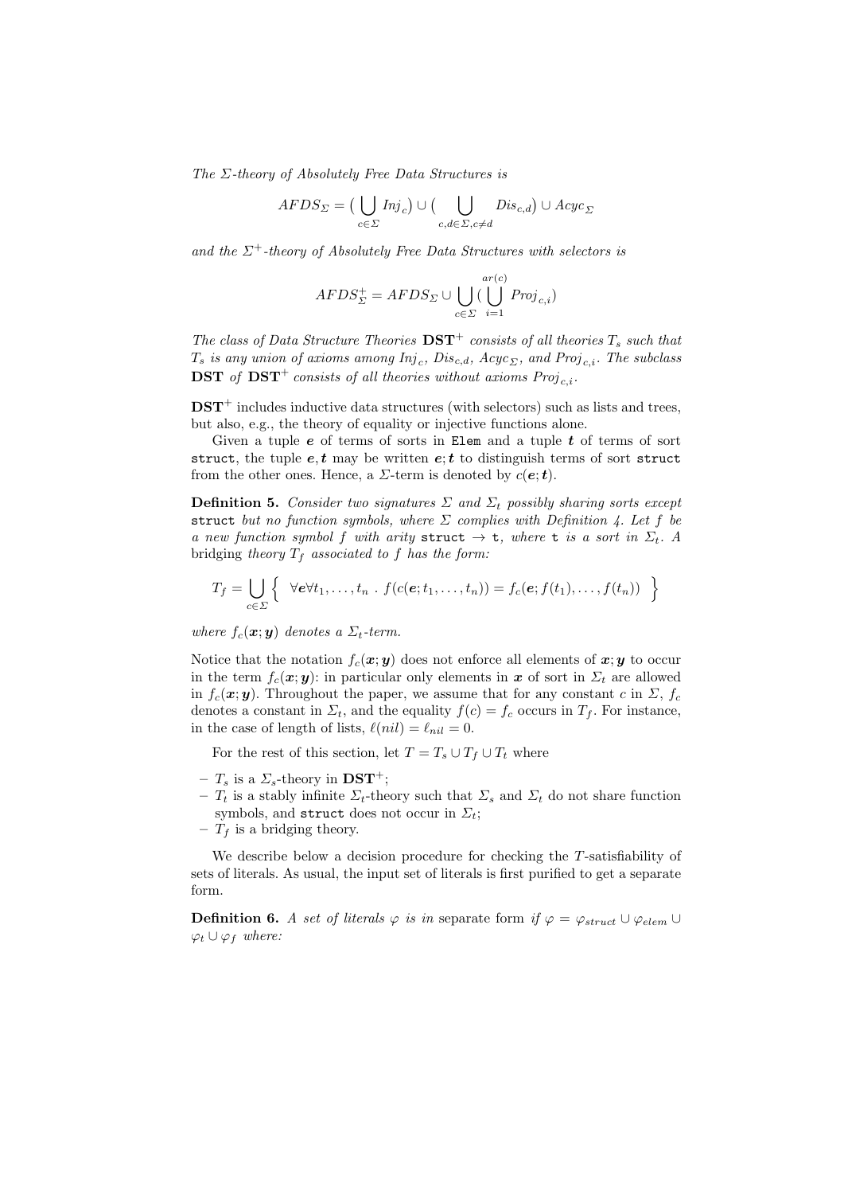*The $\Sigma$-theory of Absolutely Free Data Structures is*

$$AFDS_\Sigma = \big(\bigcup_{c\in\Sigma} Inj_c\big) \cup \big(\bigcup_{c,d\in\Sigma, c\neq d} Dis_{c,d}\big) \cup Acyc_\Sigma$$

*and the $\Sigma^+$-theory of Absolutely Free Data Structures with selectors is*

$$AFDS_\Sigma^+ = AFDS_\Sigma \cup \bigcup_{c\in\Sigma} \big(\bigcup_{i=1}^{ar(c)} Proj_{c,i}\big)$$

*The class of Data Structure Theories* $\mathbf{DST}^+$ *consists of all theories $T_s$ such that $T_s$ is any union of axioms among $Inj_c$, $Dis_{c,d}$, $Acyc_\Sigma$, and $Proj_{c,i}$. The subclass* $\mathbf{DST}$ *of* $\mathbf{DST}^+$ *consists of all theories without axioms $Proj_{c,i}$.*

$\mathbf{DST}^+$ includes inductive data structures (with selectors) such as lists and trees, but also, e.g., the theory of equality or injective functions alone.

Given a tuple $\boldsymbol{e}$ of terms of sorts in `Elem` and a tuple $\boldsymbol{t}$ of terms of sort `struct`, the tuple $\boldsymbol{e}, \boldsymbol{t}$ may be written $\boldsymbol{e}; \boldsymbol{t}$ to distinguish terms of sort `struct` from the other ones. Hence, a $\Sigma$-term is denoted by $c(\boldsymbol{e}; \boldsymbol{t})$.

**Definition 5.** *Consider two signatures $\Sigma$ and $\Sigma_t$ possibly sharing sorts except* `struct` *but no function symbols, where $\Sigma$ complies with Definition 4. Let $f$ be a new function symbol $f$ with arity* `struct` $\to$ `t`*, where* `t` *is a sort in $\Sigma_t$. A* bridging *theory $T_f$ associated to $f$ has the form:*

$$T_f = \bigcup_{c\in\Sigma} \Big\{ \ \forall \boldsymbol{e} \forall t_1, \ldots, t_n \ . \ f(c(\boldsymbol{e}; t_1, \ldots, t_n)) = f_c(\boldsymbol{e}; f(t_1), \ldots, f(t_n)) \ \Big\}$$

*where $f_c(\boldsymbol{x}; \boldsymbol{y})$ denotes a $\Sigma_t$-term.*

Notice that the notation $f_c(\boldsymbol{x}; \boldsymbol{y})$ does not enforce all elements of $\boldsymbol{x}; \boldsymbol{y}$ to occur in the term $f_c(\boldsymbol{x}; \boldsymbol{y})$: in particular only elements in $\boldsymbol{x}$ of sort in $\Sigma_t$ are allowed in $f_c(\boldsymbol{x}; \boldsymbol{y})$. Throughout the paper, we assume that for any constant $c$ in $\Sigma$, $f_c$ denotes a constant in $\Sigma_t$, and the equality $f(c) = f_c$ occurs in $T_f$. For instance, in the case of length of lists, $\ell(nil) = \ell_{nil} = 0$.

For the rest of this section, let $T = T_s \cup T_f \cup T_t$ where

- $T_s$ is a $\Sigma_s$-theory in $\mathbf{DST}^+$;
- $T_t$ is a stably infinite $\Sigma_t$-theory such that $\Sigma_s$ and $\Sigma_t$ do not share function symbols, and `struct` does not occur in $\Sigma_t$;
- $T_f$ is a bridging theory.

We describe below a decision procedure for checking the $T$-satisfiability of sets of literals. As usual, the input set of literals is first purified to get a separate form.

**Definition 6.** *A set of literals $\varphi$ is in* separate form *if $\varphi = \varphi_{struct} \cup \varphi_{elem} \cup \varphi_t \cup \varphi_f$ where:*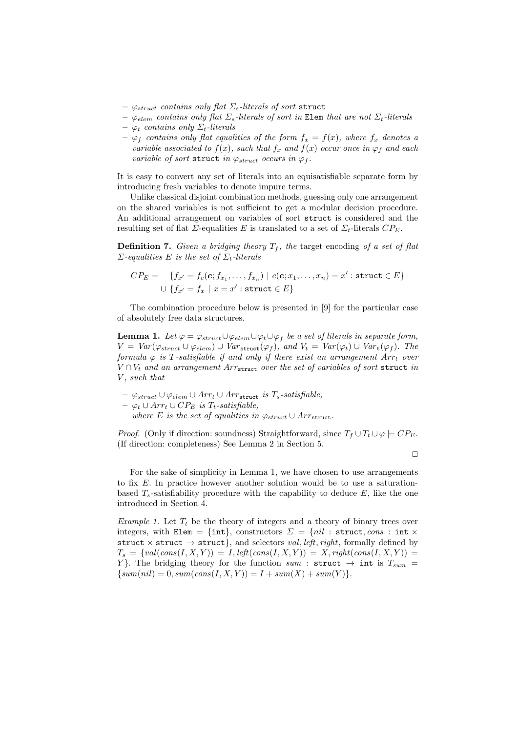- $\varphi_{struct}$ *contains only flat* $\Sigma_s$*-literals of sort* `struct`
- $\varphi_{elem}$ *contains only flat* $\Sigma_s$*-literals of sort in* `Elem` *that are not* $\Sigma_t$*-literals*
- $\varphi_t$ *contains only* $\Sigma_t$*-literals*
- $\varphi_f$ *contains only flat equalities of the form* $f_x = f(x)$*, where* $f_x$ *denotes a variable associated to* $f(x)$*, such that* $f_x$ *and* $f(x)$ *occur once in* $\varphi_f$ *and each variable of sort* `struct` *in* $\varphi_{struct}$ *occurs in* $\varphi_f$*.*

It is easy to convert any set of literals into an equisatisfiable separate form by introducing fresh variables to denote impure terms.

Unlike classical disjoint combination methods, guessing only one arrangement on the shared variables is not sufficient to get a modular decision procedure. An additional arrangement on variables of sort `struct` is considered and the resulting set of flat $\Sigma$-equalities $E$ is translated to a set of $\Sigma_t$-literals $CP_E$.

**Definition 7.** *Given a bridging theory* $T_f$*, the* target encoding *of a set of flat* $\Sigma$*-equalities* $E$ *is the set of* $\Sigma_t$*-literals*

$$CP_E = \quad \{f_{x'} = f_c(\boldsymbol{e}; f_{x_1}, \ldots, f_{x_n}) \mid c(\boldsymbol{e}; x_1, \ldots, x_n) = x' : \texttt{struct} \in E\} \\ \cup \{f_{x'} = f_x \mid x = x' : \texttt{struct} \in E\}$$

The combination procedure below is presented in [9] for the particular case of absolutely free data structures.

**Lemma 1.** *Let* $\varphi = \varphi_{struct} \cup \varphi_{elem} \cup \varphi_t \cup \varphi_f$ *be a set of literals in separate form,* $V = Var(\varphi_{struct} \cup \varphi_{elem}) \cup Var_{\texttt{struct}}(\varphi_f)$*, and* $V_t = Var(\varphi_t) \cup Var_{\texttt{t}}(\varphi_f)$*. The formula* $\varphi$ *is* $T$*-satisfiable if and only if there exist an arrangement* $Arr_t$ *over* $V \cap V_t$ *and an arrangement* $Arr_{\texttt{struct}}$ *over the set of variables of sort* `struct` *in* $V$*, such that*

- $\varphi_{struct} \cup \varphi_{elem} \cup Arr_t \cup Arr_{\texttt{struct}}$ *is* $T_s$*-satisfiable,*
- $\varphi_t \cup Arr_t \cup CP_E$ *is* $T_t$*-satisfiable,*
  *where* $E$ *is the set of equalities in* $\varphi_{struct} \cup Arr_{\texttt{struct}}$*.*

*Proof.* (Only if direction: soundness) Straightforward, since $T_f \cup T_t \cup \varphi \models CP_E$. (If direction: completeness) See Lemma 2 in Section 5.

□

For the sake of simplicity in Lemma 1, we have chosen to use arrangements to fix $E$. In practice however another solution would be to use a saturation-based $T_s$-satisfiability procedure with the capability to deduce $E$, like the one introduced in Section 4.

*Example 1.* Let $T_t$ be the theory of integers and a theory of binary trees over integers, with `Elem` $= \{$`int`$\}$, constructors $\Sigma = \{nil : \texttt{struct}, cons : \texttt{int} \times \texttt{struct} \times \texttt{struct} \to \texttt{struct}\}$, and selectors $val, left, right$, formally defined by $T_s = \{val(cons(I, X, Y)) = I, left(cons(I, X, Y)) = X, right(cons(I, X, Y)) = Y\}$. The bridging theory for the function $sum : \texttt{struct} \to \texttt{int}$ is $T_{sum} = \{sum(nil) = 0, sum(cons(I, X, Y)) = I + sum(X) + sum(Y)\}$.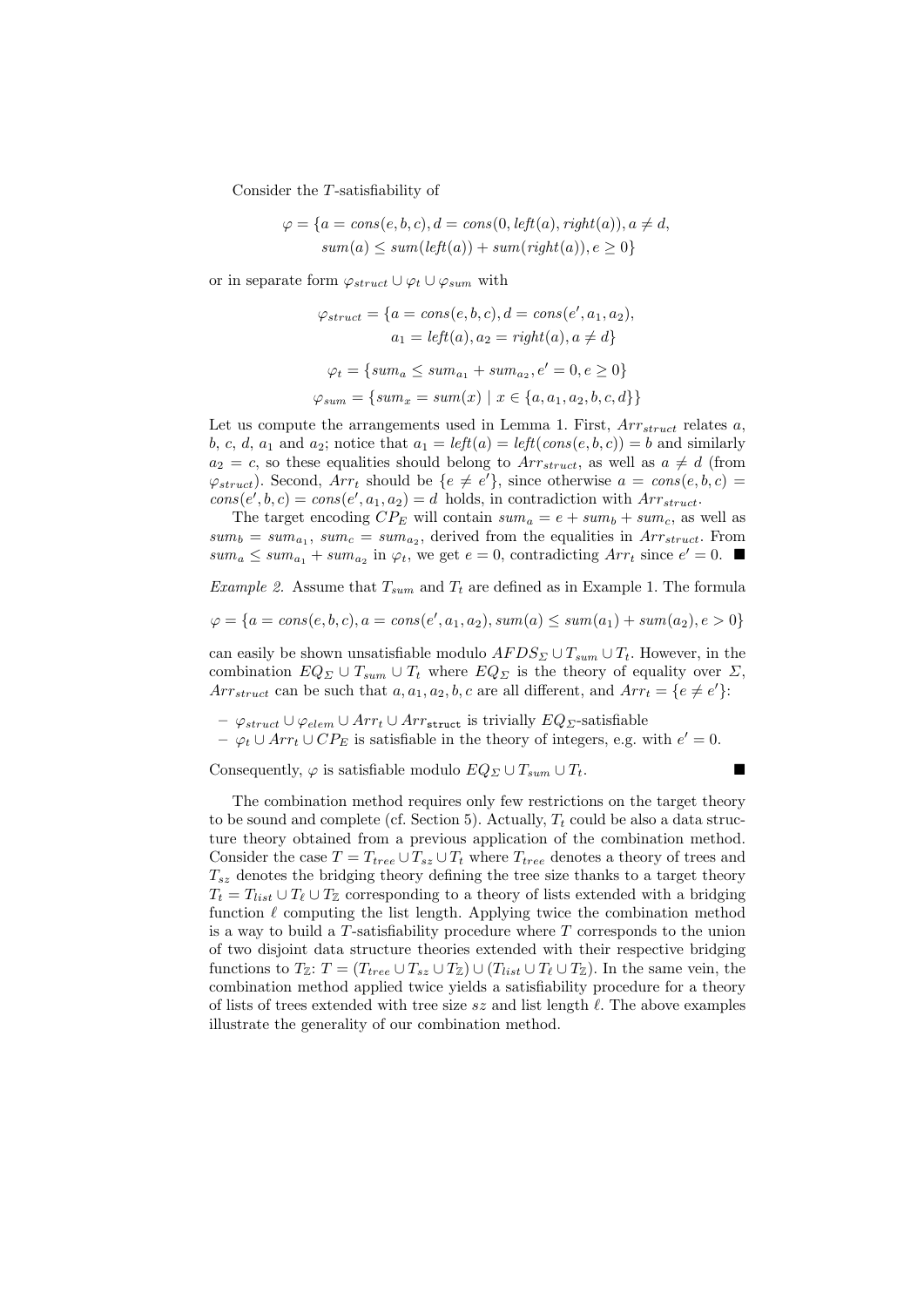Consider the $T$-satisfiability of

$$\varphi = \{a = cons(e, b, c), d = cons(0, left(a), right(a)), a \neq d,$$
$$sum(a) \leq sum(left(a)) + sum(right(a)), e \geq 0\}$$

or in separate form $\varphi_{struct} \cup \varphi_t \cup \varphi_{sum}$ with

$$\varphi_{struct} = \{a = cons(e, b, c), d = cons(e', a_1, a_2),$$
$$a_1 = left(a), a_2 = right(a), a \neq d\}$$

$$\varphi_t = \{sum_a \leq sum_{a_1} + sum_{a_2}, e' = 0, e \geq 0\}$$

$$\varphi_{sum} = \{sum_x = sum(x) \mid x \in \{a, a_1, a_2, b, c, d\}\}$$

Let us compute the arrangements used in Lemma 1. First, $Arr_{struct}$ relates $a$, $b$, $c$, $d$, $a_1$ and $a_2$; notice that $a_1 = left(a) = left(cons(e, b, c)) = b$ and similarly $a_2 = c$, so these equalities should belong to $Arr_{struct}$, as well as $a \neq d$ (from $\varphi_{struct}$). Second, $Arr_t$ should be $\{e \neq e'\}$, since otherwise $a = cons(e, b, c) = cons(e', b, c) = cons(e', a_1, a_2) = d$ holds, in contradiction with $Arr_{struct}$.

The target encoding $CP_E$ will contain $sum_a = e + sum_b + sum_c$, as well as $sum_b = sum_{a_1}$, $sum_c = sum_{a_2}$, derived from the equalities in $Arr_{struct}$. From $sum_a \leq sum_{a_1} + sum_{a_2}$ in $\varphi_t$, we get $e = 0$, contradicting $Arr_t$ since $e' = 0$. ■

*Example 2.* Assume that $T_{sum}$ and $T_t$ are defined as in Example 1. The formula

$$\varphi = \{a = cons(e, b, c), a = cons(e', a_1, a_2), sum(a) \leq sum(a_1) + sum(a_2), e > 0\}$$

can easily be shown unsatisfiable modulo $AFDS_\Sigma \cup T_{sum} \cup T_t$. However, in the combination $EQ_\Sigma \cup T_{sum} \cup T_t$ where $EQ_\Sigma$ is the theory of equality over $\Sigma$, $Arr_{struct}$ can be such that $a, a_1, a_2, b, c$ are all different, and $Arr_t = \{e \neq e'\}$:

- $\varphi_{struct} \cup \varphi_{elem} \cup Arr_t \cup Arr_{\texttt{struct}}$ is trivially $EQ_\Sigma$-satisfiable
- $\varphi_t \cup Arr_t \cup CP_E$ is satisfiable in the theory of integers, e.g. with $e' = 0$.

Consequently, $\varphi$ is satisfiable modulo $EQ_\Sigma \cup T_{sum} \cup T_t$. ■

The combination method requires only few restrictions on the target theory to be sound and complete (cf. Section 5). Actually, $T_t$ could be also a data structure theory obtained from a previous application of the combination method. Consider the case $T = T_{tree} \cup T_{sz} \cup T_t$ where $T_{tree}$ denotes a theory of trees and $T_{sz}$ denotes the bridging theory defining the tree size thanks to a target theory $T_t = T_{list} \cup T_\ell \cup T_\mathbb{Z}$ corresponding to a theory of lists extended with a bridging function $\ell$ computing the list length. Applying twice the combination method is a way to build a $T$-satisfiability procedure where $T$ corresponds to the union of two disjoint data structure theories extended with their respective bridging functions to $T_\mathbb{Z}$: $T = (T_{tree} \cup T_{sz} \cup T_\mathbb{Z}) \cup (T_{list} \cup T_\ell \cup T_\mathbb{Z})$. In the same vein, the combination method applied twice yields a satisfiability procedure for a theory of lists of trees extended with tree size $sz$ and list length $\ell$. The above examples illustrate the generality of our combination method.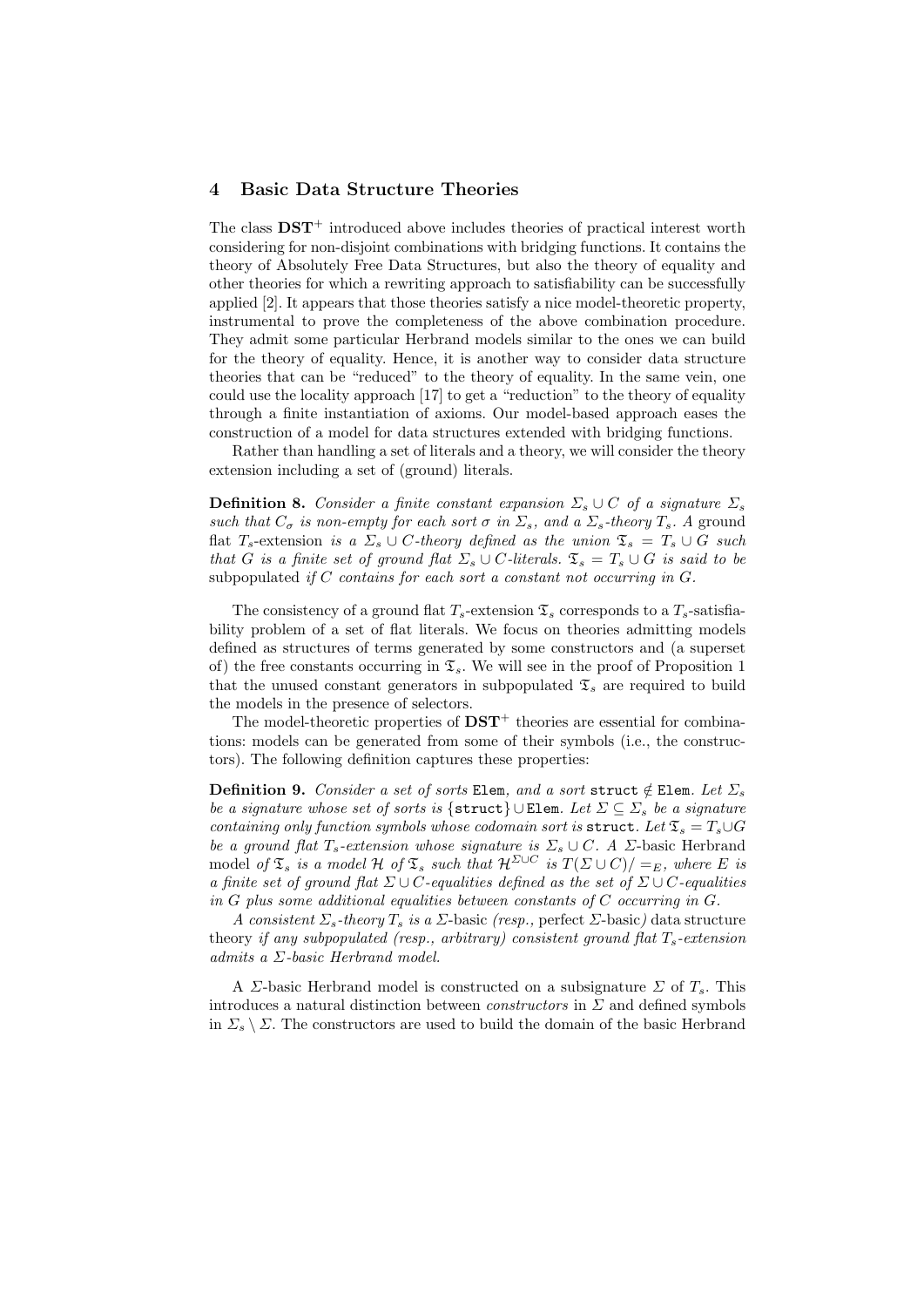## 4 Basic Data Structure Theories

The class $\mathbf{DST}^+$ introduced above includes theories of practical interest worth considering for non-disjoint combinations with bridging functions. It contains the theory of Absolutely Free Data Structures, but also the theory of equality and other theories for which a rewriting approach to satisfiability can be successfully applied [2]. It appears that those theories satisfy a nice model-theoretic property, instrumental to prove the completeness of the above combination procedure. They admit some particular Herbrand models similar to the ones we can build for the theory of equality. Hence, it is another way to consider data structure theories that can be "reduced" to the theory of equality. In the same vein, one could use the locality approach [17] to get a "reduction" to the theory of equality through a finite instantiation of axioms. Our model-based approach eases the construction of a model for data structures extended with bridging functions.

Rather than handling a set of literals and a theory, we will consider the theory extension including a set of (ground) literals.

**Definition 8.** *Consider a finite constant expansion $\Sigma_s \cup C$ of a signature $\Sigma_s$ such that $C_\sigma$ is non-empty for each sort $\sigma$ in $\Sigma_s$, and a $\Sigma_s$-theory $T_s$. A* ground flat $T_s$-extension *is a $\Sigma_s \cup C$-theory defined as the union $\mathfrak{T}_s = T_s \cup G$ such that $G$ is a finite set of ground flat $\Sigma_s \cup C$-literals. $\mathfrak{T}_s = T_s \cup G$ is said to be* subpopulated *if $C$ contains for each sort a constant not occurring in $G$.*

The consistency of a ground flat $T_s$-extension $\mathfrak{T}_s$ corresponds to a $T_s$-satisfiability problem of a set of flat literals. We focus on theories admitting models defined as structures of terms generated by some constructors and (a superset of) the free constants occurring in $\mathfrak{T}_s$. We will see in the proof of Proposition 1 that the unused constant generators in subpopulated $\mathfrak{T}_s$ are required to build the models in the presence of selectors.

The model-theoretic properties of $\mathbf{DST}^+$ theories are essential for combinations: models can be generated from some of their symbols (i.e., the constructors). The following definition captures these properties:

**Definition 9.** *Consider a set of sorts* `Elem`*, and a sort* `struct` $\notin$ `Elem`*. Let $\Sigma_s$ be a signature whose set of sorts is* $\{$`struct`$\} \cup$ `Elem`*. Let $\Sigma \subseteq \Sigma_s$ be a signature containing only function symbols whose codomain sort is* `struct`*. Let $\mathfrak{T}_s = T_s \cup G$ be a ground flat $T_s$-extension whose signature is $\Sigma_s \cup C$. A $\Sigma$-*basic Herbrand model *of $\mathfrak{T}_s$ is a model $\mathcal{H}$ of $\mathfrak{T}_s$ such that $\mathcal{H}^{\Sigma \cup C}$ is $T(\Sigma \cup C)/=_E$, where $E$ is a finite set of ground flat $\Sigma \cup C$-equalities defined as the set of $\Sigma \cup C$-equalities in $G$ plus some additional equalities between constants of $C$ occurring in $G$.*

*A consistent $\Sigma_s$-theory $T_s$ is a $\Sigma$-*basic *(resp.,* perfect $\Sigma$-basic*)* data structure theory *if any subpopulated (resp., arbitrary) consistent ground flat $T_s$-extension admits a $\Sigma$-basic Herbrand model.*

A $\Sigma$-basic Herbrand model is constructed on a subsignature $\Sigma$ of $T_s$. This introduces a natural distinction between *constructors* in $\Sigma$ and defined symbols in $\Sigma_s \setminus \Sigma$. The constructors are used to build the domain of the basic Herbrand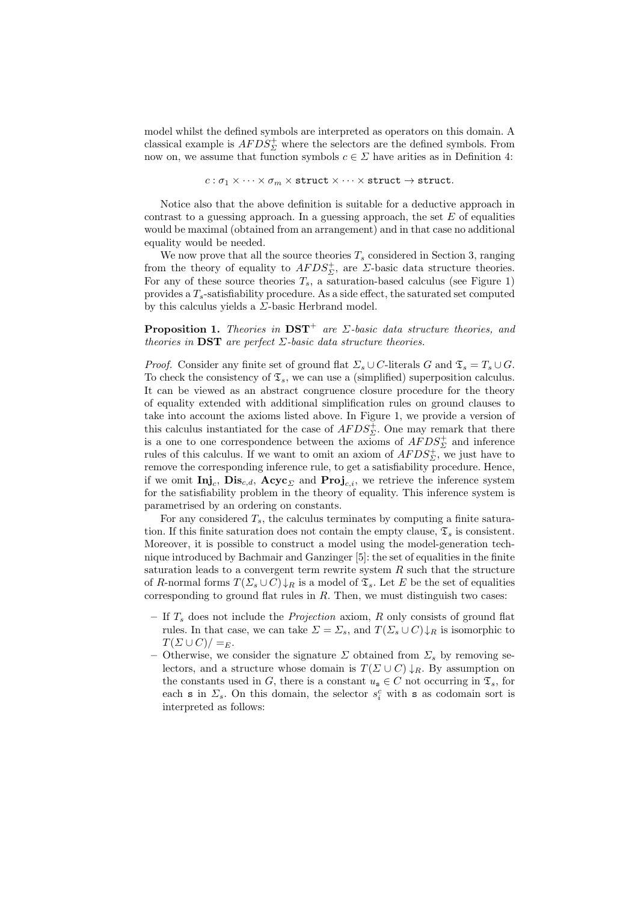model whilst the defined symbols are interpreted as operators on this domain. A classical example is $AFDS^+_\Sigma$ where the selectors are the defined symbols. From now on, we assume that function symbols $c \in \Sigma$ have arities as in Definition 4:

$$c : \sigma_1 \times \cdots \times \sigma_m \times \mathtt{struct} \times \cdots \times \mathtt{struct} \to \mathtt{struct}.$$

Notice also that the above definition is suitable for a deductive approach in contrast to a guessing approach. In a guessing approach, the set $E$ of equalities would be maximal (obtained from an arrangement) and in that case no additional equality would be needed.

We now prove that all the source theories $T_s$ considered in Section 3, ranging from the theory of equality to $AFDS^+_\Sigma$, are $\Sigma$-basic data structure theories. For any of these source theories $T_s$, a saturation-based calculus (see Figure 1) provides a $T_s$-satisfiability procedure. As a side effect, the saturated set computed by this calculus yields a $\Sigma$-basic Herbrand model.

**Proposition 1.** *Theories in* $\mathbf{DST}^+$ *are* $\Sigma$*-basic data structure theories, and theories in* $\mathbf{DST}$ *are perfect* $\Sigma$*-basic data structure theories.*

*Proof.* Consider any finite set of ground flat $\Sigma_s \cup C$-literals $G$ and $\mathfrak{T}_s = T_s \cup G$. To check the consistency of $\mathfrak{T}_s$, we can use a (simplified) superposition calculus. It can be viewed as an abstract congruence closure procedure for the theory of equality extended with additional simplification rules on ground clauses to take into account the axioms listed above. In Figure 1, we provide a version of this calculus instantiated for the case of $AFDS^+_\Sigma$. One may remark that there is a one to one correspondence between the axioms of $AFDS^+_\Sigma$ and inference rules of this calculus. If we want to omit an axiom of $AFDS^+_\Sigma$, we just have to remove the corresponding inference rule, to get a satisfiability procedure. Hence, if we omit $\mathbf{Inj}_c$, $\mathbf{Dis}_{c,d}$, $\mathbf{Acyc}_\Sigma$ and $\mathbf{Proj}_{c,i}$, we retrieve the inference system for the satisfiability problem in the theory of equality. This inference system is parametrised by an ordering on constants.

For any considered $T_s$, the calculus terminates by computing a finite saturation. If this finite saturation does not contain the empty clause, $\mathfrak{T}_s$ is consistent. Moreover, it is possible to construct a model using the model-generation technique introduced by Bachmair and Ganzinger [5]: the set of equalities in the finite saturation leads to a convergent term rewrite system $R$ such that the structure of $R$-normal forms $T(\Sigma_s \cup C)\!\downarrow_R$ is a model of $\mathfrak{T}_s$. Let $E$ be the set of equalities corresponding to ground flat rules in $R$. Then, we must distinguish two cases:

- If $T_s$ does not include the *Projection* axiom, $R$ only consists of ground flat rules. In that case, we can take $\Sigma = \Sigma_s$, and $T(\Sigma_s \cup C)\!\downarrow_R$ is isomorphic to $T(\Sigma \cup C)/=_E$.
- Otherwise, we consider the signature $\Sigma$ obtained from $\Sigma_s$ by removing selectors, and a structure whose domain is $T(\Sigma \cup C)\!\downarrow_R$. By assumption on the constants used in $G$, there is a constant $u_{\mathtt{s}} \in C$ not occurring in $\mathfrak{T}_s$, for each $\mathtt{s}$ in $\Sigma_s$. On this domain, the selector $s^c_i$ with $\mathtt{s}$ as codomain sort is interpreted as follows: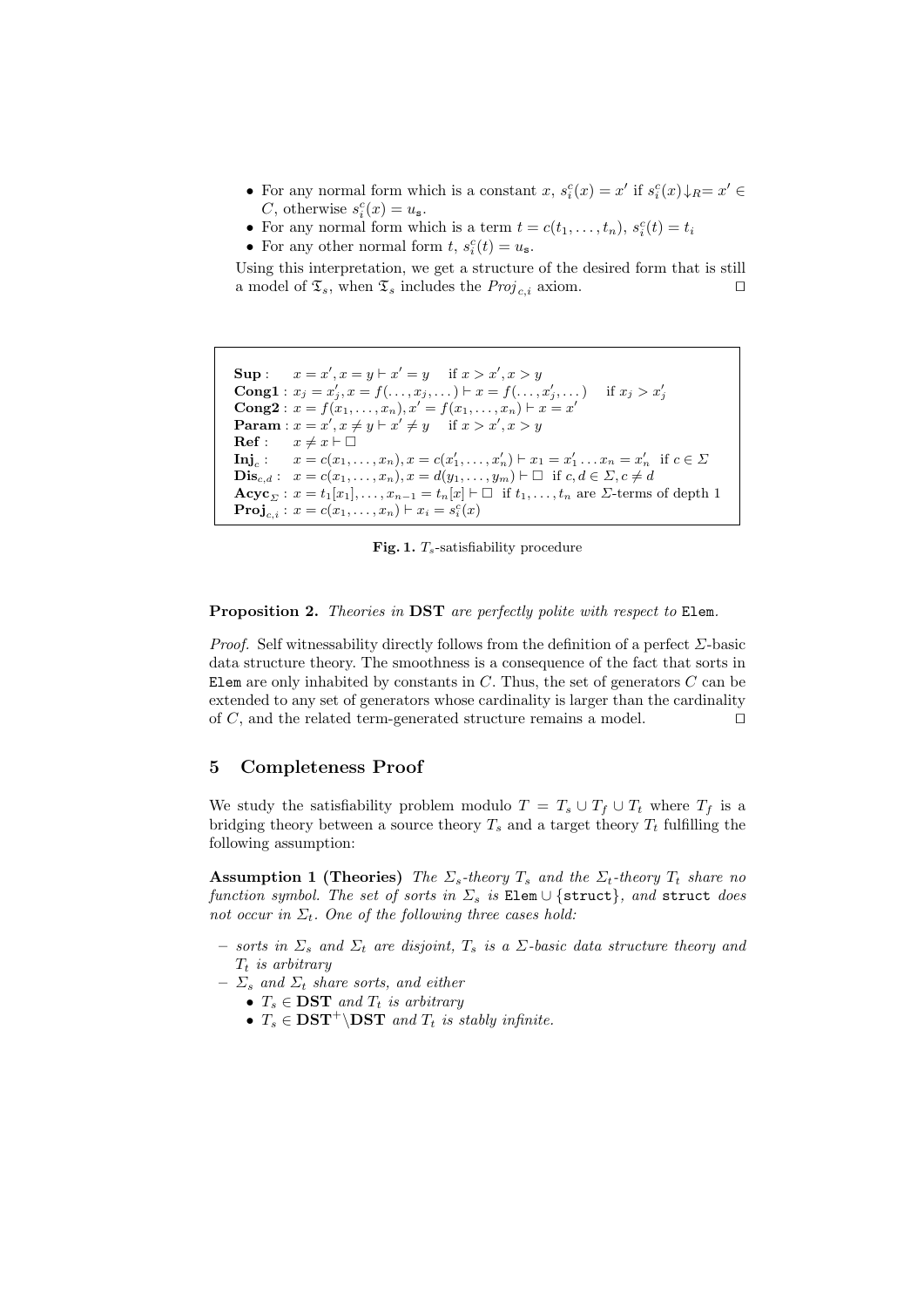- For any normal form which is a constant $x$, $s_i^c(x) = x'$ if $s_i^c(x){\downarrow_R} = x' \in C$, otherwise $s_i^c(x) = u_{\mathtt{s}}$.
- For any normal form which is a term $t = c(t_1, \ldots, t_n)$, $s_i^c(t) = t_i$
- For any other normal form $t$, $s_i^c(t) = u_{\mathtt{s}}$.

Using this interpretation, we get a structure of the desired form that is still a model of $\mathfrak{T}_s$, when $\mathfrak{T}_s$ includes the $Proj_{c,i}$ axiom. □

$$
\begin{array}{ll}
\textbf{Sup}: & x = x', x = y \vdash x' = y \quad \text{if } x > x', x > y \\
\textbf{Cong1}: & x_j = x'_j, x = f(\ldots, x_j, \ldots) \vdash x = f(\ldots, x'_j, \ldots) \quad \text{if } x_j > x'_j \\
\textbf{Cong2}: & x = f(x_1, \ldots, x_n), x' = f(x_1, \ldots, x_n) \vdash x = x' \\
\textbf{Param}: & x = x', x \neq y \vdash x' \neq y \quad \text{if } x > x', x > y \\
\textbf{Ref}: & x \neq x \vdash \Box \\
\textbf{Inj}_c: & x = c(x_1, \ldots, x_n), x = c(x'_1, \ldots, x'_n) \vdash x_1 = x'_1 \ldots x_n = x'_n \ \text{ if } c \in \Sigma \\
\textbf{Dis}_{c,d}: & x = c(x_1, \ldots, x_n), x = d(y_1, \ldots, y_m) \vdash \Box \ \text{ if } c, d \in \Sigma, c \neq d \\
\textbf{Acyc}_\Sigma: & x = t_1[x_1], \ldots, x_{n-1} = t_n[x] \vdash \Box \ \text{ if } t_1, \ldots, t_n \text{ are } \Sigma\text{-terms of depth 1} \\
\textbf{Proj}_{c,i}: & x = c(x_1, \ldots, x_n) \vdash x_i = s_i^c(x)
\end{array}
$$

**Fig. 1.** $T_s$-satisfiability procedure

**Proposition 2.** *Theories in* **DST** *are perfectly polite with respect to* `Elem`*.*

*Proof.* Self witnessability directly follows from the definition of a perfect $\Sigma$-basic data structure theory. The smoothness is a consequence of the fact that sorts in `Elem` are only inhabited by constants in $C$. Thus, the set of generators $C$ can be extended to any set of generators whose cardinality is larger than the cardinality of $C$, and the related term-generated structure remains a model. □

## 5 Completeness Proof

We study the satisfiability problem modulo $T = T_s \cup T_f \cup T_t$ where $T_f$ is a bridging theory between a source theory $T_s$ and a target theory $T_t$ fulfilling the following assumption:

**Assumption 1 (Theories)** *The $\Sigma_s$-theory $T_s$ and the $\Sigma_t$-theory $T_t$ share no function symbol. The set of sorts in $\Sigma_s$ is* `Elem` $\cup$ {`struct`}*, and* `struct` *does not occur in $\Sigma_t$. One of the following three cases hold:*

- *sorts in $\Sigma_s$ and $\Sigma_t$ are disjoint, $T_s$ is a $\Sigma$-basic data structure theory and $T_t$ is arbitrary*
- *$\Sigma_s$ and $\Sigma_t$ share sorts, and either*
  - *$T_s \in$* **DST** *and $T_t$ is arbitrary*
  - *$T_s \in$* **DST**$^+ \backslash$**DST** *and $T_t$ is stably infinite.*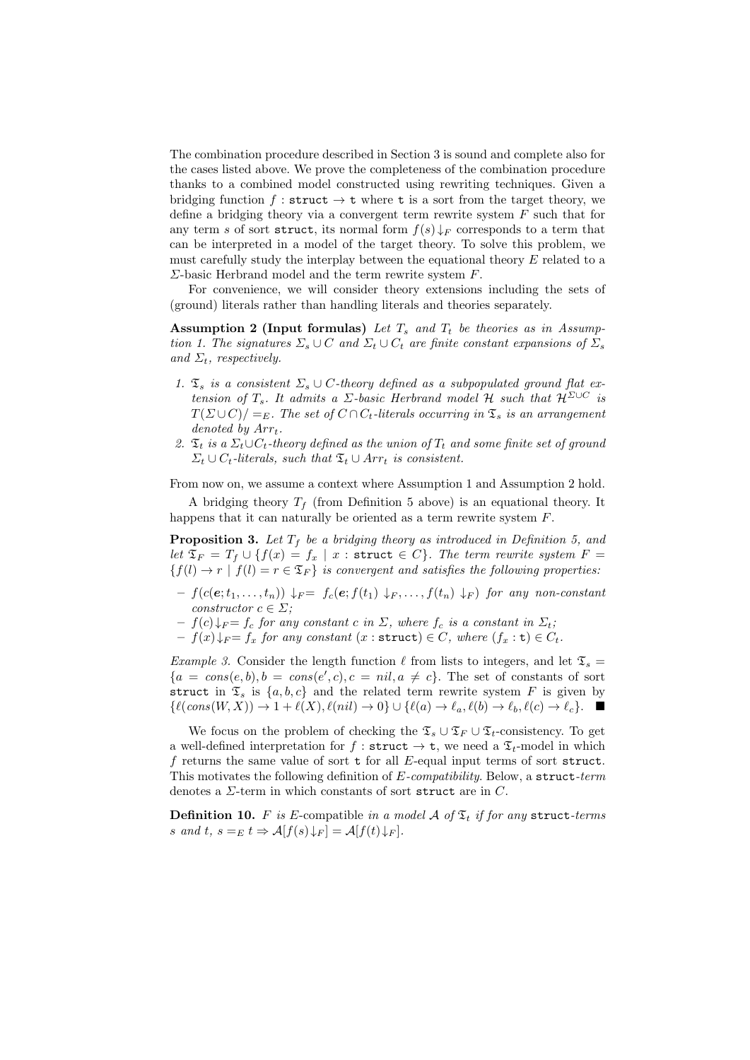The combination procedure described in Section 3 is sound and complete also for the cases listed above. We prove the completeness of the combination procedure thanks to a combined model constructed using rewriting techniques. Given a bridging function $f : \texttt{struct} \to \texttt{t}$ where $\texttt{t}$ is a sort from the target theory, we define a bridging theory via a convergent term rewrite system $F$ such that for any term $s$ of sort $\texttt{struct}$, its normal form $f(s){\downarrow_F}$ corresponds to a term that can be interpreted in a model of the target theory. To solve this problem, we must carefully study the interplay between the equational theory $E$ related to a $\Sigma$-basic Herbrand model and the term rewrite system $F$.

For convenience, we will consider theory extensions including the sets of (ground) literals rather than handling literals and theories separately.

**Assumption 2 (Input formulas)** *Let $T_s$ and $T_t$ be theories as in Assumption 1. The signatures $\Sigma_s \cup C$ and $\Sigma_t \cup C_t$ are finite constant expansions of $\Sigma_s$ and $\Sigma_t$, respectively.*

1. *$\mathfrak{T}_s$ is a consistent $\Sigma_s \cup C$-theory defined as a subpopulated ground flat extension of $T_s$. It admits a $\Sigma$-basic Herbrand model $\mathcal{H}$ such that $\mathcal{H}^{\Sigma\cup C}$ is $T(\Sigma \cup C)/=_E$. The set of $C \cap C_t$-literals occurring in $\mathfrak{T}_s$ is an arrangement denoted by $Arr_t$.*
2. *$\mathfrak{T}_t$ is a $\Sigma_t \cup C_t$-theory defined as the union of $T_t$ and some finite set of ground $\Sigma_t \cup C_t$-literals, such that $\mathfrak{T}_t \cup Arr_t$ is consistent.*

From now on, we assume a context where Assumption 1 and Assumption 2 hold.

A bridging theory $T_f$ (from Definition 5 above) is an equational theory. It happens that it can naturally be oriented as a term rewrite system $F$.

**Proposition 3.** *Let $T_f$ be a bridging theory as introduced in Definition 5, and let $\mathfrak{T}_F = T_f \cup \{f(x) = f_x \mid x : \texttt{struct} \in C\}$. The term rewrite system $F = \{f(l) \to r \mid f(l) = r \in \mathfrak{T}_F\}$ is convergent and satisfies the following properties:*

- *$f(c(\boldsymbol{e}; t_1, \dots, t_n)){\downarrow_F} = f_c(\boldsymbol{e}; f(t_1){\downarrow_F}, \dots, f(t_n){\downarrow_F})$ for any non-constant constructor $c \in \Sigma$;*
- *$f(c){\downarrow_F} = f_c$ for any constant $c$ in $\Sigma$, where $f_c$ is a constant in $\Sigma_t$;*
- *$f(x){\downarrow_F} = f_x$ for any constant $(x : \texttt{struct}) \in C$, where $(f_x : \texttt{t}) \in C_t$.*

*Example 3.* Consider the length function $\ell$ from lists to integers, and let $\mathfrak{T}_s = \{a = cons(e, b), b = cons(e', c), c = nil, a \neq c\}$. The set of constants of sort $\texttt{struct}$ in $\mathfrak{T}_s$ is $\{a, b, c\}$ and the related term rewrite system $F$ is given by $\{\ell(cons(W, X)) \to 1 + \ell(X), \ell(nil) \to 0\} \cup \{\ell(a) \to \ell_a, \ell(b) \to \ell_b, \ell(c) \to \ell_c\}$. ■

We focus on the problem of checking the $\mathfrak{T}_s \cup \mathfrak{T}_F \cup \mathfrak{T}_t$-consistency. To get a well-defined interpretation for $f : \texttt{struct} \to \texttt{t}$, we need a $\mathfrak{T}_t$-model in which $f$ returns the same value of sort $\texttt{t}$ for all $E$-equal input terms of sort $\texttt{struct}$. This motivates the following definition of *$E$-compatibility*. Below, a $\texttt{struct}$-*term* denotes a $\Sigma$-term in which constants of sort $\texttt{struct}$ are in $C$.

**Definition 10.** *$F$ is $E$-compatible in a model $\mathcal{A}$ of $\mathfrak{T}_t$ if for any $\texttt{struct}$-terms $s$ and $t$, $s =_E t \Rightarrow \mathcal{A}[f(s){\downarrow_F}] = \mathcal{A}[f(t){\downarrow_F}]$.*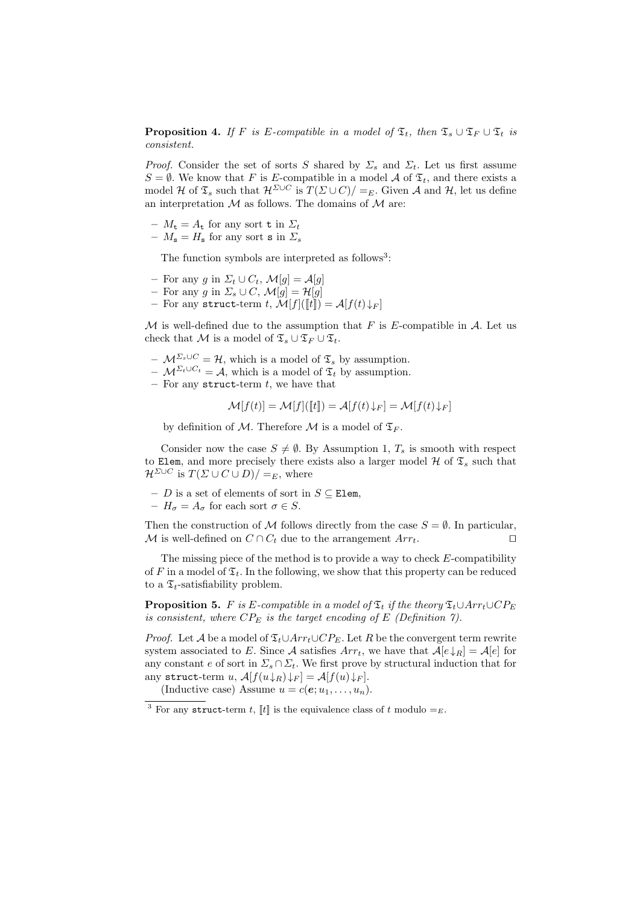**Proposition 4.** *If $F$ is $E$-compatible in a model of $\mathfrak{T}_t$, then $\mathfrak{T}_s \cup \mathfrak{T}_F \cup \mathfrak{T}_t$ is consistent.*

*Proof.* Consider the set of sorts $S$ shared by $\Sigma_s$ and $\Sigma_t$. Let us first assume $S = \emptyset$. We know that $F$ is $E$-compatible in a model $\mathcal{A}$ of $\mathfrak{T}_t$, and there exists a model $\mathcal{H}$ of $\mathfrak{T}_s$ such that $\mathcal{H}^{\Sigma \cup C}$ is $T(\Sigma \cup C)/=_E$. Given $\mathcal{A}$ and $\mathcal{H}$, let us define an interpretation $\mathcal{M}$ as follows. The domains of $\mathcal{M}$ are:

- $M_{\mathtt{t}} = A_{\mathtt{t}}$ for any sort $\mathtt{t}$ in $\Sigma_t$
- $M_{\mathtt{s}} = H_{\mathtt{s}}$ for any sort $\mathtt{s}$ in $\Sigma_s$

The function symbols are interpreted as follows[3]:

- For any $g$ in $\Sigma_t \cup C_t$, $\mathcal{M}[g] = \mathcal{A}[g]$
- For any $g$ in $\Sigma_s \cup C$, $\mathcal{M}[g] = \mathcal{H}[g]$
- For any struct-term $t$, $\mathcal{M}[f]([\![t]\!]) = \mathcal{A}[f(t)\downarrow_F]$

$\mathcal{M}$ is well-defined due to the assumption that $F$ is $E$-compatible in $\mathcal{A}$. Let us check that $\mathcal{M}$ is a model of $\mathfrak{T}_s \cup \mathfrak{T}_F \cup \mathfrak{T}_t$.

- $\mathcal{M}^{\Sigma_s \cup C} = \mathcal{H}$, which is a model of $\mathfrak{T}_s$ by assumption.
- $\mathcal{M}^{\Sigma_t \cup C_t} = \mathcal{A}$, which is a model of $\mathfrak{T}_t$ by assumption.
- For any struct-term $t$, we have that

$$\mathcal{M}[f(t)] = \mathcal{M}[f]([\![t]\!]) = \mathcal{A}[f(t)\downarrow_F] = \mathcal{M}[f(t)\downarrow_F]$$

by definition of $\mathcal{M}$. Therefore $\mathcal{M}$ is a model of $\mathfrak{T}_F$.

Consider now the case $S \neq \emptyset$. By Assumption 1, $T_s$ is smooth with respect to Elem, and more precisely there exists also a larger model $\mathcal{H}$ of $\mathfrak{T}_s$ such that $\mathcal{H}^{\Sigma \cup C}$ is $T(\Sigma \cup C \cup D)/=_E$, where

- $D$ is a set of elements of sort in $S \subseteq$ Elem,
- $H_\sigma = A_\sigma$ for each sort $\sigma \in S$.

Then the construction of $\mathcal{M}$ follows directly from the case $S = \emptyset$. In particular, $\mathcal{M}$ is well-defined on $C \cap C_t$ due to the arrangement $Arr_t$. □

The missing piece of the method is to provide a way to check $E$-compatibility of $F$ in a model of $\mathfrak{T}_t$. In the following, we show that this property can be reduced to a $\mathfrak{T}_t$-satisfiability problem.

**Proposition 5.** *$F$ is $E$-compatible in a model of $\mathfrak{T}_t$ if the theory $\mathfrak{T}_t \cup Arr_t \cup CP_E$ is consistent, where $CP_E$ is the target encoding of $E$ (Definition 7).*

*Proof.* Let $\mathcal{A}$ be a model of $\mathfrak{T}_t \cup Arr_t \cup CP_E$. Let $R$ be the convergent term rewrite system associated to $E$. Since $\mathcal{A}$ satisfies $Arr_t$, we have that $\mathcal{A}[e\downarrow_R] = \mathcal{A}[e]$ for any constant $e$ of sort in $\Sigma_s \cap \Sigma_t$. We first prove by structural induction that for any struct-term $u$, $\mathcal{A}[f(u\downarrow_R)\downarrow_F] = \mathcal{A}[f(u)\downarrow_F]$.

(Inductive case) Assume $u = c(\boldsymbol{e}; u_1, \ldots, u_n)$.

[3] For any struct-term $t$, $[\![t]\!]$ is the equivalence class of $t$ modulo $=_E$.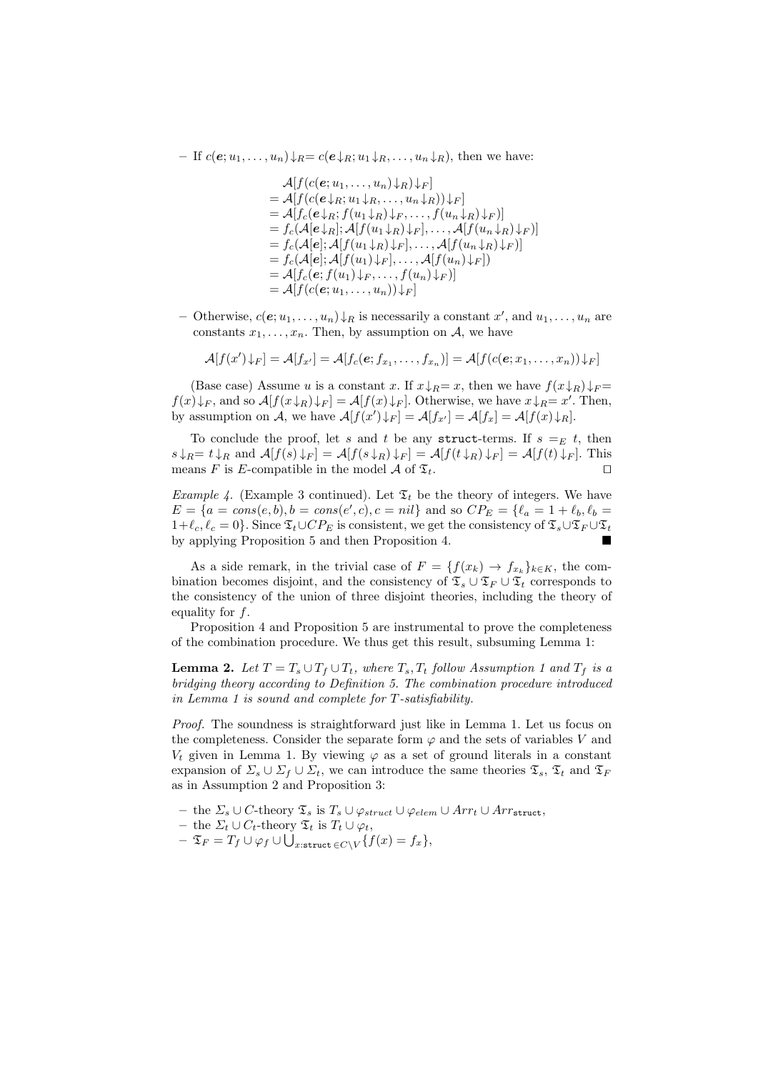– If $c(\boldsymbol{e}; u_1, \ldots, u_n)\downarrow_R = c(\boldsymbol{e}\downarrow_R; u_1\downarrow_R, \ldots, u_n\downarrow_R)$, then we have:

$$
\begin{aligned}
&\mathcal{A}[f(c(\boldsymbol{e}; u_1, \ldots, u_n)\downarrow_R)\downarrow_F] \\
&= \mathcal{A}[f(c(\boldsymbol{e}\downarrow_R; u_1\downarrow_R, \ldots, u_n\downarrow_R))\downarrow_F] \\
&= \mathcal{A}[f_c(\boldsymbol{e}\downarrow_R; f(u_1\downarrow_R)\downarrow_F, \ldots, f(u_n\downarrow_R)\downarrow_F)] \\
&= f_c(\mathcal{A}[\boldsymbol{e}\downarrow_R]; \mathcal{A}[f(u_1\downarrow_R)\downarrow_F], \ldots, \mathcal{A}[f(u_n\downarrow_R)\downarrow_F)] \\
&= f_c(\mathcal{A}[\boldsymbol{e}]; \mathcal{A}[f(u_1\downarrow_R)\downarrow_F], \ldots, \mathcal{A}[f(u_n\downarrow_R)\downarrow_F)] \\
&= f_c(\mathcal{A}[\boldsymbol{e}]; \mathcal{A}[f(u_1)\downarrow_F], \ldots, \mathcal{A}[f(u_n)\downarrow_F]) \\
&= \mathcal{A}[f_c(\boldsymbol{e}; f(u_1)\downarrow_F, \ldots, f(u_n)\downarrow_F)] \\
&= \mathcal{A}[f(c(\boldsymbol{e}; u_1, \ldots, u_n))\downarrow_F]
\end{aligned}
$$

– Otherwise, $c(\boldsymbol{e}; u_1, \ldots, u_n)\downarrow_R$ is necessarily a constant $x'$, and $u_1, \ldots, u_n$ are constants $x_1, \ldots, x_n$. Then, by assumption on $\mathcal{A}$, we have

$$
\mathcal{A}[f(x')\downarrow_F] = \mathcal{A}[f_{x'}] = \mathcal{A}[f_c(\boldsymbol{e}; f_{x_1}, \ldots, f_{x_n})] = \mathcal{A}[f(c(\boldsymbol{e}; x_1, \ldots, x_n))\downarrow_F]
$$

(Base case) Assume $u$ is a constant $x$. If $x\downarrow_R = x$, then we have $f(x\downarrow_R)\downarrow_F = f(x)\downarrow_F$, and so $\mathcal{A}[f(x\downarrow_R)\downarrow_F] = \mathcal{A}[f(x)\downarrow_F]$. Otherwise, we have $x\downarrow_R = x'$. Then, by assumption on $\mathcal{A}$, we have $\mathcal{A}[f(x')\downarrow_F] = \mathcal{A}[f_{x'}] = \mathcal{A}[f_x] = \mathcal{A}[f(x)\downarrow_R]$.

To conclude the proof, let $s$ and $t$ be any `struct`-terms. If $s =_E t$, then $s\downarrow_R = t\downarrow_R$ and $\mathcal{A}[f(s)\downarrow_F] = \mathcal{A}[f(s\downarrow_R)\downarrow_F] = \mathcal{A}[f(t\downarrow_R)\downarrow_F] = \mathcal{A}[f(t)\downarrow_F]$. This means $F$ is $E$-compatible in the model $\mathcal{A}$ of $\mathfrak{T}_t$. ◻

*Example 4.* (Example 3 continued). Let $\mathfrak{T}_t$ be the theory of integers. We have $E = \{a = cons(e, b), b = cons(e', c), c = nil\}$ and so $CP_E = \{\ell_a = 1 + \ell_b, \ell_b = 1 + \ell_c, \ell_c = 0\}$. Since $\mathfrak{T}_t \cup CP_E$ is consistent, we get the consistency of $\mathfrak{T}_s \cup \mathfrak{T}_F \cup \mathfrak{T}_t$ by applying Proposition 5 and then Proposition 4. ■

As a side remark, in the trivial case of $F = \{f(x_k) \to f_{x_k}\}_{k \in K}$, the combination becomes disjoint, and the consistency of $\mathfrak{T}_s \cup \mathfrak{T}_F \cup \mathfrak{T}_t$ corresponds to the consistency of the union of three disjoint theories, including the theory of equality for $f$.

Proposition 4 and Proposition 5 are instrumental to prove the completeness of the combination procedure. We thus get this result, subsuming Lemma 1:

**Lemma 2.** *Let $T = T_s \cup T_f \cup T_t$, where $T_s, T_t$ follow Assumption 1 and $T_f$ is a bridging theory according to Definition 5. The combination procedure introduced in Lemma 1 is sound and complete for $T$-satisfiability.*

*Proof.* The soundness is straightforward just like in Lemma 1. Let us focus on the completeness. Consider the separate form $\varphi$ and the sets of variables $V$ and $V_t$ given in Lemma 1. By viewing $\varphi$ as a set of ground literals in a constant expansion of $\Sigma_s \cup \Sigma_f \cup \Sigma_t$, we can introduce the same theories $\mathfrak{T}_s$, $\mathfrak{T}_t$ and $\mathfrak{T}_F$ as in Assumption 2 and Proposition 3:

– the $\Sigma_s \cup C$-theory $\mathfrak{T}_s$ is $T_s \cup \varphi_{struct} \cup \varphi_{elem} \cup Arr_t \cup Arr_{\mathtt{struct}}$,
– the $\Sigma_t \cup C_t$-theory $\mathfrak{T}_t$ is $T_t \cup \varphi_t$,
– $\mathfrak{T}_F = T_f \cup \varphi_f \cup \bigcup_{x:\mathtt{struct} \in C \setminus V} \{f(x) = f_x\}$,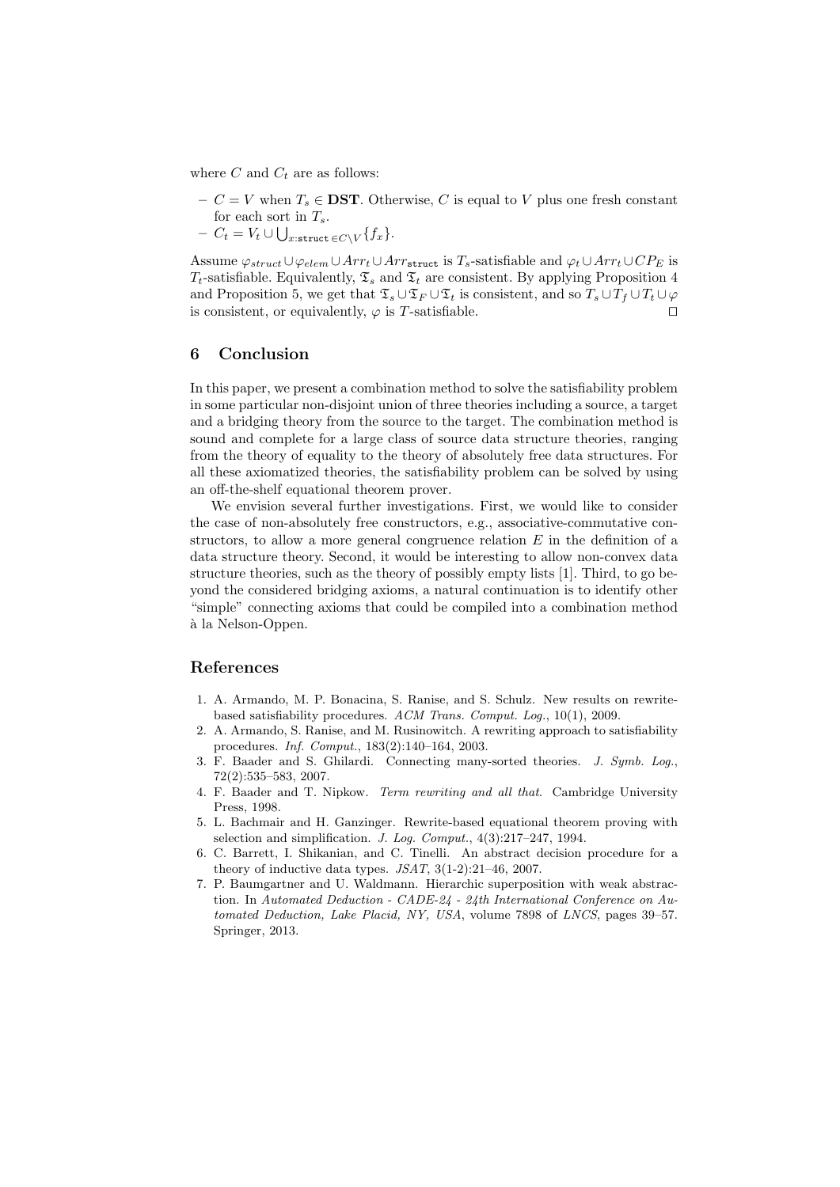where $C$ and $C_t$ are as follows:

- $C = V$ when $T_s \in \mathbf{DST}$. Otherwise, $C$ is equal to $V$ plus one fresh constant for each sort in $T_s$.
- $C_t = V_t \cup \bigcup_{x:\mathtt{struct} \in C \setminus V} \{f_x\}$.

Assume $\varphi_{struct} \cup \varphi_{elem} \cup Arr_t \cup Arr_{\mathtt{struct}}$ is $T_s$-satisfiable and $\varphi_t \cup Arr_t \cup CP_E$ is $T_t$-satisfiable. Equivalently, $\mathfrak{T}_s$ and $\mathfrak{T}_t$ are consistent. By applying Proposition 4 and Proposition 5, we get that $\mathfrak{T}_s \cup \mathfrak{T}_F \cup \mathfrak{T}_t$ is consistent, and so $T_s \cup T_f \cup T_t \cup \varphi$ is consistent, or equivalently, $\varphi$ is $T$-satisfiable. ⊓⊔

## 6 Conclusion

In this paper, we present a combination method to solve the satisfiability problem in some particular non-disjoint union of three theories including a source, a target and a bridging theory from the source to the target. The combination method is sound and complete for a large class of source data structure theories, ranging from the theory of equality to the theory of absolutely free data structures. For all these axiomatized theories, the satisfiability problem can be solved by using an off-the-shelf equational theorem prover.

We envision several further investigations. First, we would like to consider the case of non-absolutely free constructors, e.g., associative-commutative constructors, to allow a more general congruence relation $E$ in the definition of a data structure theory. Second, it would be interesting to allow non-convex data structure theories, such as the theory of possibly empty lists [1]. Third, to go beyond the considered bridging axioms, a natural continuation is to identify other "simple" connecting axioms that could be compiled into a combination method à la Nelson-Oppen.

## References

1. A. Armando, M. P. Bonacina, S. Ranise, and S. Schulz. New results on rewrite-based satisfiability procedures. *ACM Trans. Comput. Log.*, 10(1), 2009.
2. A. Armando, S. Ranise, and M. Rusinowitch. A rewriting approach to satisfiability procedures. *Inf. Comput.*, 183(2):140–164, 2003.
3. F. Baader and S. Ghilardi. Connecting many-sorted theories. *J. Symb. Log.*, 72(2):535–583, 2007.
4. F. Baader and T. Nipkow. *Term rewriting and all that*. Cambridge University Press, 1998.
5. L. Bachmair and H. Ganzinger. Rewrite-based equational theorem proving with selection and simplification. *J. Log. Comput.*, 4(3):217–247, 1994.
6. C. Barrett, I. Shikanian, and C. Tinelli. An abstract decision procedure for a theory of inductive data types. *JSAT*, 3(1-2):21–46, 2007.
7. P. Baumgartner and U. Waldmann. Hierarchic superposition with weak abstraction. In *Automated Deduction - CADE-24 - 24th International Conference on Automated Deduction, Lake Placid, NY, USA*, volume 7898 of *LNCS*, pages 39–57. Springer, 2013.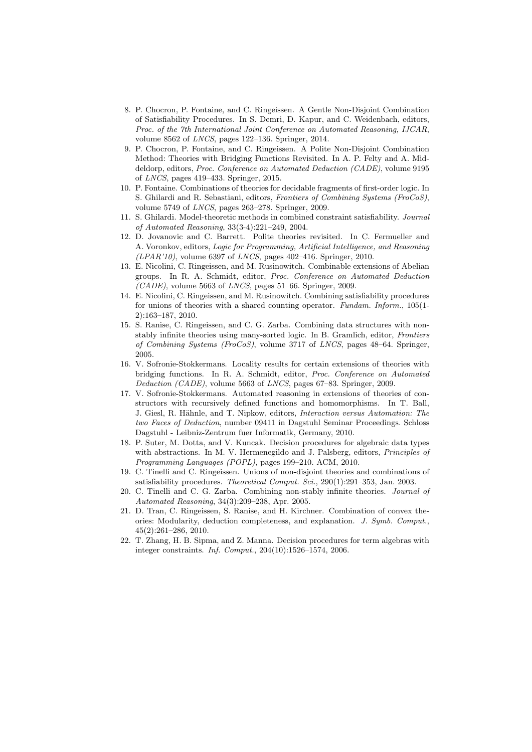8. P. Chocron, P. Fontaine, and C. Ringeissen. A Gentle Non-Disjoint Combination of Satisfiability Procedures. In S. Demri, D. Kapur, and C. Weidenbach, editors, *Proc. of the 7th International Joint Conference on Automated Reasoning, IJCAR*, volume 8562 of *LNCS*, pages 122–136. Springer, 2014.
9. P. Chocron, P. Fontaine, and C. Ringeissen. A Polite Non-Disjoint Combination Method: Theories with Bridging Functions Revisited. In A. P. Felty and A. Middeldorp, editors, *Proc. Conference on Automated Deduction (CADE)*, volume 9195 of *LNCS*, pages 419–433. Springer, 2015.
10. P. Fontaine. Combinations of theories for decidable fragments of first-order logic. In S. Ghilardi and R. Sebastiani, editors, *Frontiers of Combining Systems (FroCoS)*, volume 5749 of *LNCS*, pages 263–278. Springer, 2009.
11. S. Ghilardi. Model-theoretic methods in combined constraint satisfiability. *Journal of Automated Reasoning*, 33(3-4):221–249, 2004.
12. D. Jovanovic and C. Barrett. Polite theories revisited. In C. Fermueller and A. Voronkov, editors, *Logic for Programming, Artificial Intelligence, and Reasoning (LPAR'10)*, volume 6397 of *LNCS*, pages 402–416. Springer, 2010.
13. E. Nicolini, C. Ringeissen, and M. Rusinowitch. Combinable extensions of Abelian groups. In R. A. Schmidt, editor, *Proc. Conference on Automated Deduction (CADE)*, volume 5663 of *LNCS*, pages 51–66. Springer, 2009.
14. E. Nicolini, C. Ringeissen, and M. Rusinowitch. Combining satisfiability procedures for unions of theories with a shared counting operator. *Fundam. Inform.*, 105(1-2):163–187, 2010.
15. S. Ranise, C. Ringeissen, and C. G. Zarba. Combining data structures with nonstably infinite theories using many-sorted logic. In B. Gramlich, editor, *Frontiers of Combining Systems (FroCoS)*, volume 3717 of *LNCS*, pages 48–64. Springer, 2005.
16. V. Sofronie-Stokkermans. Locality results for certain extensions of theories with bridging functions. In R. A. Schmidt, editor, *Proc. Conference on Automated Deduction (CADE)*, volume 5663 of *LNCS*, pages 67–83. Springer, 2009.
17. V. Sofronie-Stokkermans. Automated reasoning in extensions of theories of constructors with recursively defined functions and homomorphisms. In T. Ball, J. Giesl, R. Hähnle, and T. Nipkow, editors, *Interaction versus Automation: The two Faces of Deduction*, number 09411 in Dagstuhl Seminar Proceedings. Schloss Dagstuhl - Leibniz-Zentrum fuer Informatik, Germany, 2010.
18. P. Suter, M. Dotta, and V. Kuncak. Decision procedures for algebraic data types with abstractions. In M. V. Hermenegildo and J. Palsberg, editors, *Principles of Programming Languages (POPL)*, pages 199–210. ACM, 2010.
19. C. Tinelli and C. Ringeissen. Unions of non-disjoint theories and combinations of satisfiability procedures. *Theoretical Comput. Sci.*, 290(1):291–353, Jan. 2003.
20. C. Tinelli and C. G. Zarba. Combining non-stably infinite theories. *Journal of Automated Reasoning*, 34(3):209–238, Apr. 2005.
21. D. Tran, C. Ringeissen, S. Ranise, and H. Kirchner. Combination of convex theories: Modularity, deduction completeness, and explanation. *J. Symb. Comput.*, 45(2):261–286, 2010.
22. T. Zhang, H. B. Sipma, and Z. Manna. Decision procedures for term algebras with integer constraints. *Inf. Comput.*, 204(10):1526–1574, 2006.